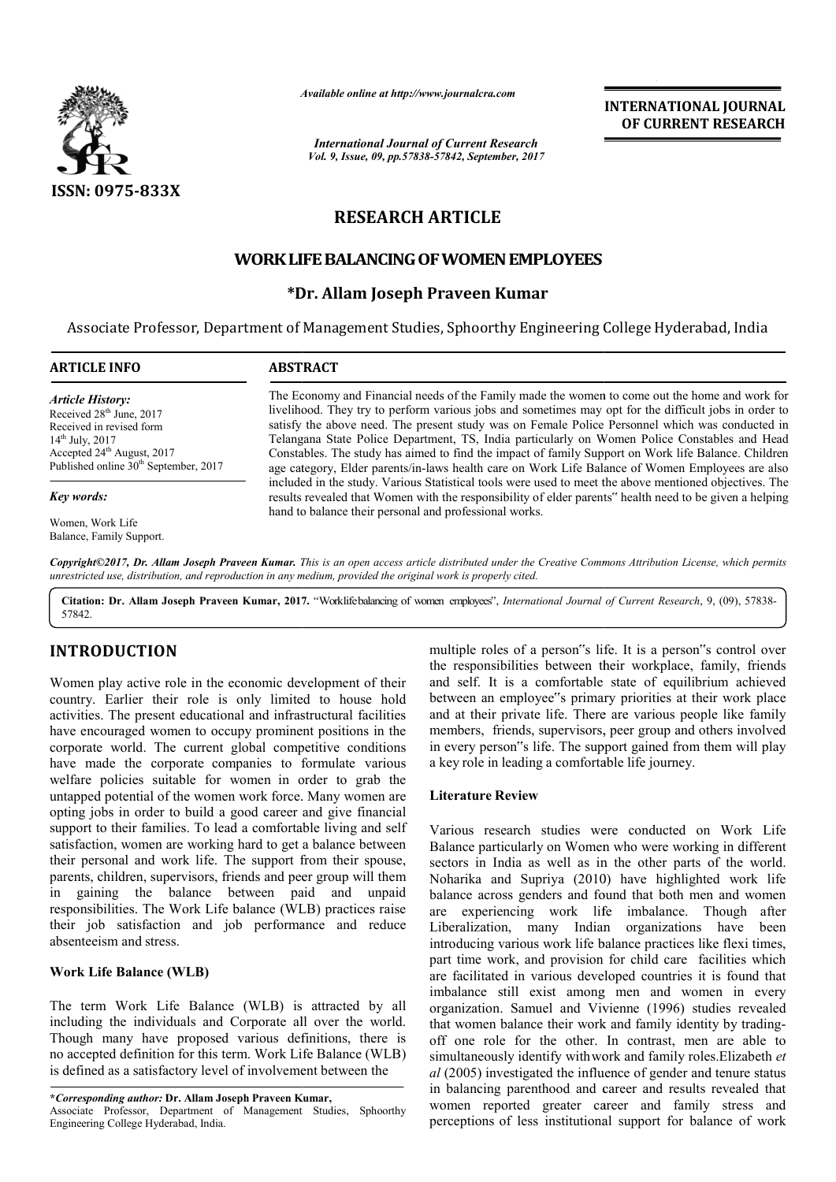*Available online at http://www.journalcra.com*

*International Journal of Current Research*
*Vol. 9, Issue, 09, pp.57838-57842, September, 2017*

**INTERNATIONAL JOURNAL OF CURRENT RESEARCH**

ISSN: 0975-833X

# RESEARCH ARTICLE

# WORK LIFE BALANCING OF WOMEN EMPLOYEES

**\*Dr. Allam Joseph Praveen Kumar**

Associate Professor, Department of Management Studies, Sphoorthy Engineering College Hyderabad, India

## ARTICLE INFO

*Article History:*
Received 28th June, 2017
Received in revised form
14th July, 2017
Accepted 24th August, 2017
Published online 30th September, 2017

*Key words:*

Women, Work Life Balance, Family Support.

## ABSTRACT

The Economy and Financial needs of the Family made the women to come out the home and work for livelihood. They try to perform various jobs and sometimes may opt for the difficult jobs in order to satisfy the above need. The present study was on Female Police Personnel which was conducted in Telangana State Police Department, TS, India particularly on Women Police Constables and Head Constables. The study has aimed to find the impact of family Support on Work life Balance. Children age category, Elder parents/in-laws health care on Work Life Balance of Women Employees are also included in the study. Various Statistical tools were used to meet the above mentioned objectives. The results revealed that Women with the responsibility of elder parents" health need to be given a helping hand to balance their personal and professional works.

*Copyright©2017, Dr. Allam Joseph Praveen Kumar. This is an open access article distributed under the Creative Commons Attribution License, which permits unrestricted use, distribution, and reproduction in any medium, provided the original work is properly cited.*

**Citation: Dr. Allam Joseph Praveen Kumar, 2017.** "Worklifebalancing of women employees", *International Journal of Current Research*, 9, (09), 57838-57842.

## INTRODUCTION

Women play active role in the economic development of their country. Earlier their role is only limited to house hold activities. The present educational and infrastructural facilities have encouraged women to occupy prominent positions in the corporate world. The current global competitive conditions have made the corporate companies to formulate various welfare policies suitable for women in order to grab the untapped potential of the women work force. Many women are opting jobs in order to build a good career and give financial support to their families. To lead a comfortable living and self satisfaction, women are working hard to get a balance between their personal and work life. The support from their spouse, parents, children, supervisors, friends and peer group will them in gaining the balance between paid and unpaid responsibilities. The Work Life balance (WLB) practices raise their job satisfaction and job performance and reduce absenteeism and stress.

### Work Life Balance (WLB)

The term Work Life Balance (WLB) is attracted by all including the individuals and Corporate all over the world. Though many have proposed various definitions, there is no accepted definition for this term. Work Life Balance (WLB) is defined as a satisfactory level of involvement between the multiple roles of a person"s life. It is a person"s control over the responsibilities between their workplace, family, friends and self. It is a comfortable state of equilibrium achieved between an employee"s primary priorities at their work place and at their private life. There are various people like family members, friends, supervisors, peer group and others involved in every person"s life. The support gained from them will play a key role in leading a comfortable life journey.

### Literature Review

Various research studies were conducted on Work Life Balance particularly on Women who were working in different sectors in India as well as in the other parts of the world. Noharika and Supriya (2010) have highlighted work life balance across genders and found that both men and women are experiencing work life imbalance. Though after Liberalization, many Indian organizations have been introducing various work life balance practices like flexi times, part time work, and provision for child care facilities which are facilitated in various developed countries it is found that imbalance still exist among men and women in every organization. Samuel and Vivienne (1996) studies revealed that women balance their work and family identity by trading-off one role for the other. In contrast, men are able to simultaneously identify withwork and family roles.Elizabeth *et al* (2005) investigated the influence of gender and tenure status in balancing parenthood and career and results revealed that women reported greater career and family stress and perceptions of less institutional support for balance of work

**\*Corresponding author: Dr. Allam Joseph Praveen Kumar,**
Associate Professor, Department of Management Studies, Sphoorthy Engineering College Hyderabad, India.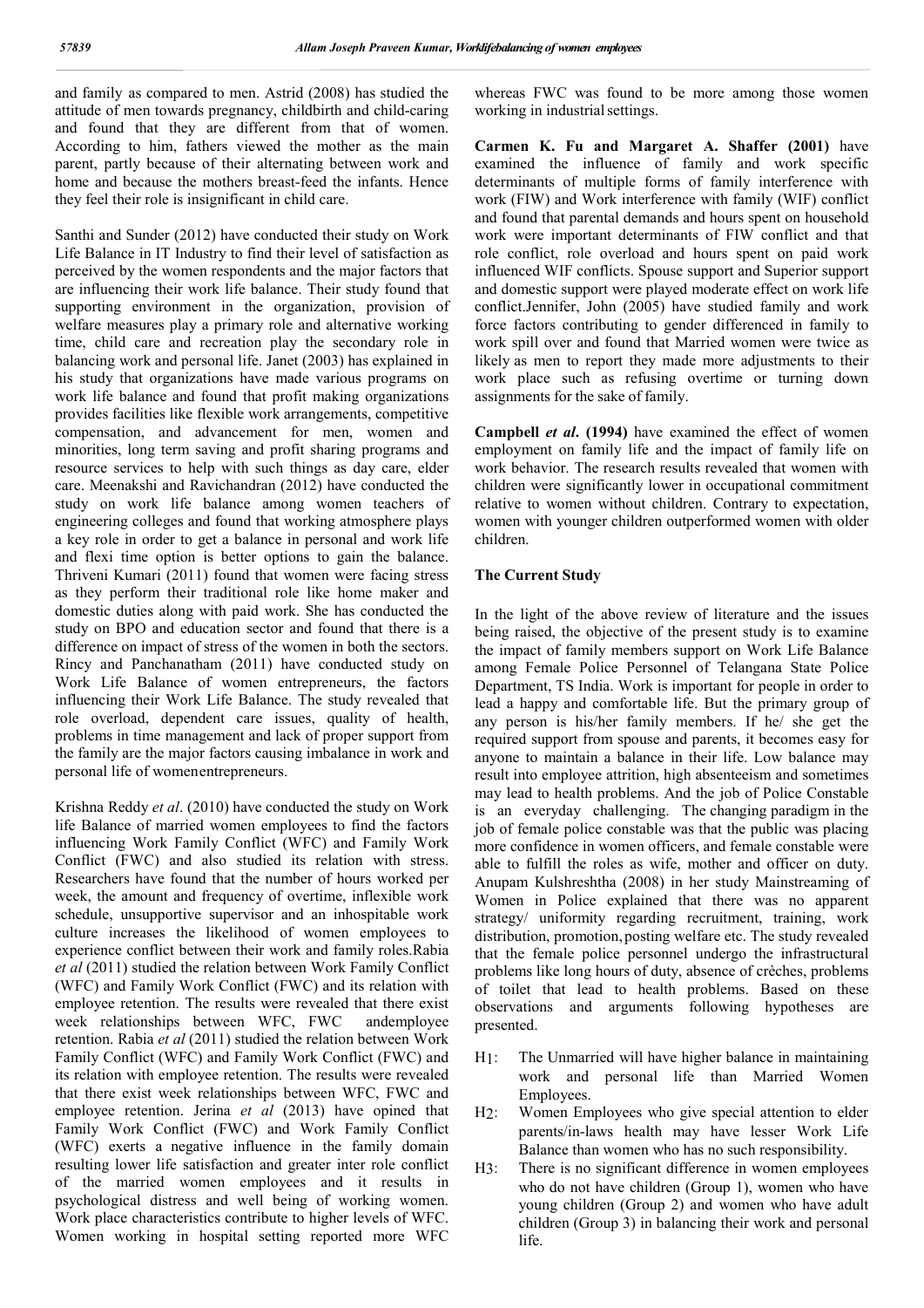and family as compared to men. Astrid (2008) has studied the attitude of men towards pregnancy, childbirth and child-caring and found that they are different from that of women. According to him, fathers viewed the mother as the main parent, partly because of their alternating between work and home and because the mothers breast-feed the infants. Hence they feel their role is insignificant in child care.

Santhi and Sunder (2012) have conducted their study on Work Life Balance in IT Industry to find their level of satisfaction as perceived by the women respondents and the major factors that are influencing their work life balance. Their study found that supporting environment in the organization, provision of welfare measures play a primary role and alternative working time, child care and recreation play the secondary role in balancing work and personal life. Janet (2003) has explained in his study that organizations have made various programs on work life balance and found that profit making organizations provides facilities like flexible work arrangements, competitive compensation, and advancement for men, women and minorities, long term saving and profit sharing programs and resource services to help with such things as day care, elder care. Meenakshi and Ravichandran (2012) have conducted the study on work life balance among women teachers of engineering colleges and found that working atmosphere plays a key role in order to get a balance in personal and work life and flexi time option is better options to gain the balance. Thriveni Kumari (2011) found that women were facing stress as they perform their traditional role like home maker and domestic duties along with paid work. She has conducted the study on BPO and education sector and found that there is a difference on impact of stress of the women in both the sectors. Rincy and Panchanatham (2011) have conducted study on Work Life Balance of women entrepreneurs, the factors influencing their Work Life Balance. The study revealed that role overload, dependent care issues, quality of health, problems in time management and lack of proper support from the family are the major factors causing imbalance in work and personal life of womenentrepreneurs.

Krishna Reddy *et al*. (2010) have conducted the study on Work life Balance of married women employees to find the factors influencing Work Family Conflict (WFC) and Family Work Conflict (FWC) and also studied its relation with stress. Researchers have found that the number of hours worked per week, the amount and frequency of overtime, inflexible work schedule, unsupportive supervisor and an inhospitable work culture increases the likelihood of women employees to experience conflict between their work and family roles.Rabia *et al* (2011) studied the relation between Work Family Conflict (WFC) and Family Work Conflict (FWC) and its relation with employee retention. The results were revealed that there exist week relationships between WFC, FWC andemployee retention. Rabia *et al* (2011) studied the relation between Work Family Conflict (WFC) and Family Work Conflict (FWC) and its relation with employee retention. The results were revealed that there exist week relationships between WFC, FWC and employee retention. Jerina *et al* (2013) have opined that Family Work Conflict (FWC) and Work Family Conflict (WFC) exerts a negative influence in the family domain resulting lower life satisfaction and greater inter role conflict of the married women employees and it results in psychological distress and well being of working women. Work place characteristics contribute to higher levels of WFC. Women working in hospital setting reported more WFC whereas FWC was found to be more among those women working in industrial settings.

**Carmen K. Fu and Margaret A. Shaffer (2001)** have examined the influence of family and work specific determinants of multiple forms of family interference with work (FIW) and Work interference with family (WIF) conflict and found that parental demands and hours spent on household work were important determinants of FIW conflict and that role conflict, role overload and hours spent on paid work influenced WIF conflicts. Spouse support and Superior support and domestic support were played moderate effect on work life conflict.Jennifer, John (2005) have studied family and work force factors contributing to gender differenced in family to work spill over and found that Married women were twice as likely as men to report they made more adjustments to their work place such as refusing overtime or turning down assignments for the sake of family.

**Campbell *et al*. (1994)** have examined the effect of women employment on family life and the impact of family life on work behavior. The research results revealed that women with children were significantly lower in occupational commitment relative to women without children. Contrary to expectation, women with younger children outperformed women with older children.

### The Current Study

In the light of the above review of literature and the issues being raised, the objective of the present study is to examine the impact of family members support on Work Life Balance among Female Police Personnel of Telangana State Police Department, TS India. Work is important for people in order to lead a happy and comfortable life. But the primary group of any person is his/her family members. If he/ she get the required support from spouse and parents, it becomes easy for anyone to maintain a balance in their life. Low balance may result into employee attrition, high absenteeism and sometimes may lead to health problems. And the job of Police Constable is an everyday challenging. The changing paradigm in the job of female police constable was that the public was placing more confidence in women officers, and female constable were able to fulfill the roles as wife, mother and officer on duty. Anupam Kulshreshtha (2008) in her study Mainstreaming of Women in Police explained that there was no apparent strategy/ uniformity regarding recruitment, training, work distribution, promotion, posting welfare etc. The study revealed that the female police personnel undergo the infrastructural problems like long hours of duty, absence of crèches, problems of toilet that lead to health problems. Based on these observations and arguments following hypotheses are presented.

- $H_1$: The Unmarried will have higher balance in maintaining work and personal life than Married Women Employees.
- $H_2$: Women Employees who give special attention to elder parents/in-laws health may have lesser Work Life Balance than women who has no such responsibility.
- $H_3$: There is no significant difference in women employees who do not have children (Group 1), women who have young children (Group 2) and women who have adult children (Group 3) in balancing their work and personal life.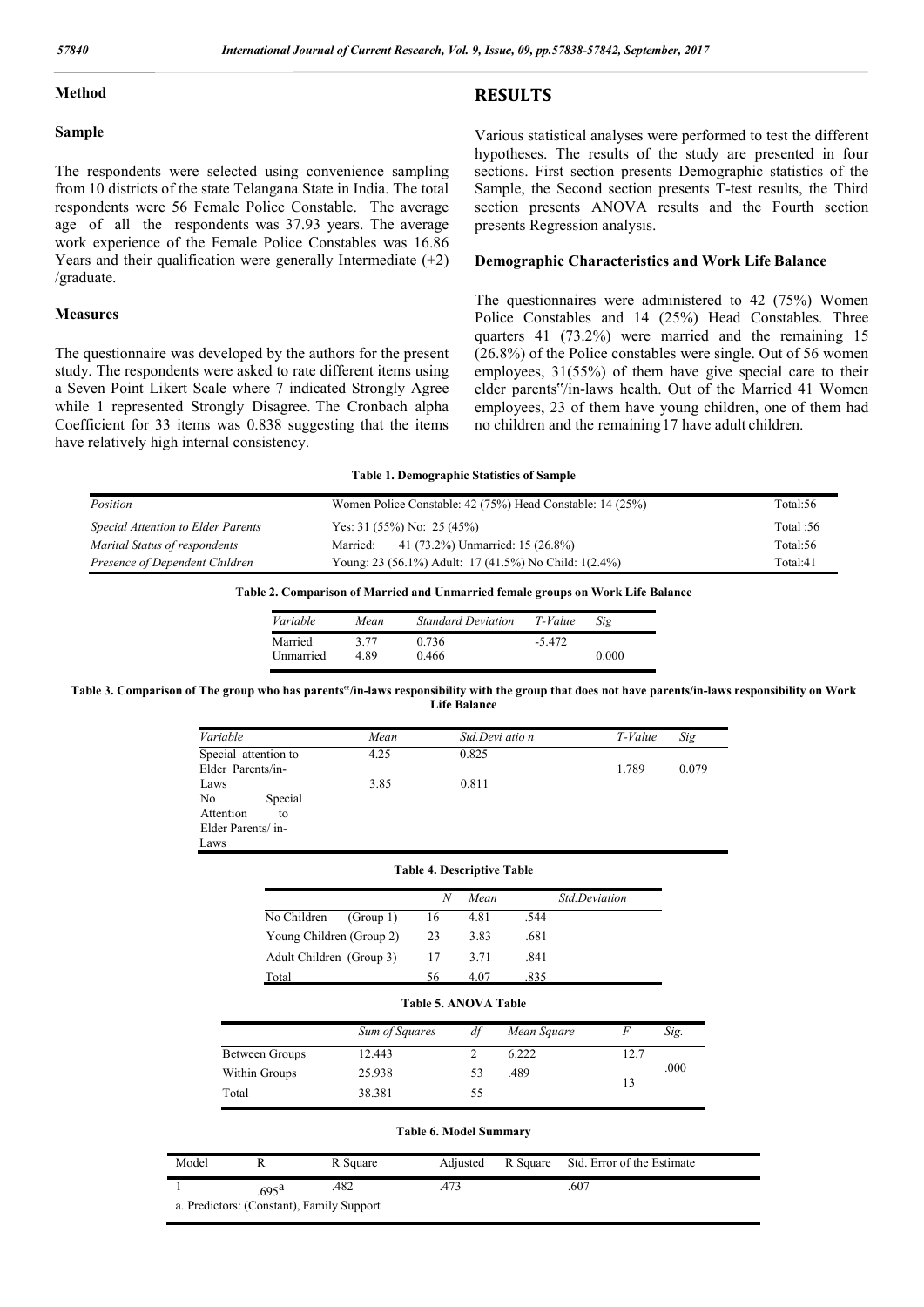### Method

### Sample

The respondents were selected using convenience sampling from 10 districts of the state Telangana State in India. The total respondents were 56 Female Police Constable. The average age of all the respondents was 37.93 years. The average work experience of the Female Police Constables was 16.86 Years and their qualification were generally Intermediate (+2) /graduate.

### Measures

The questionnaire was developed by the authors for the present study. The respondents were asked to rate different items using a Seven Point Likert Scale where 7 indicated Strongly Agree while 1 represented Strongly Disagree. The Cronbach alpha Coefficient for 33 items was 0.838 suggesting that the items have relatively high internal consistency.

## RESULTS

Various statistical analyses were performed to test the different hypotheses. The results of the study are presented in four sections. First section presents Demographic statistics of the Sample, the Second section presents T-test results, the Third section presents ANOVA results and the Fourth section presents Regression analysis.

### Demographic Characteristics and Work Life Balance

The questionnaires were administered to 42 (75%) Women Police Constables and 14 (25%) Head Constables. Three quarters 41 (73.2%) were married and the remaining 15 (26.8%) of the Police constables were single. Out of 56 women employees, 31(55%) of them have give special care to their elder parents"/in-laws health. Out of the Married 41 Women employees, 23 of them have young children, one of them had no children and the remaining 17 have adult children.

**Table 1. Demographic Statistics of Sample**

| | | |
|---|---|---|
| *Position* | Women Police Constable: 42 (75%) Head Constable: 14 (25%) | Total:56 |
| *Special Attention to Elder Parents* | Yes: 31 (55%) No: 25 (45%) | Total :56 |
| *Marital Status of respondents* | Married: 41 (73.2%) Unmarried: 15 (26.8%) | Total:56 |
| *Presence of Dependent Children* | Young: 23 (56.1%) Adult: 17 (41.5%) No Child: 1(2.4%) | Total:41 |

**Table 2. Comparison of Married and Unmarried female groups on Work Life Balance**

| *Variable* | *Mean* | *Standard Deviation* | *T-Value* | *Sig* |
|---|---|---|---|---|
| Married | 3.77 | 0.736 | -5.472 | |
| Unmarried | 4.89 | 0.466 | | 0.000 |

**Table 3. Comparison of The group who has parents"/in-laws responsibility with the group that does not have parents/in-laws responsibility on Work Life Balance**

| *Variable* | *Mean* | *Std.Devi atio n* | *T-Value* | *Sig* |
|---|---|---|---|---|
| Special attention to Elder Parents/in-Laws | 4.25 | 0.825 | 1.789 | 0.079 |
| No Special Attention to Elder Parents/ in-Laws | 3.85 | 0.811 | | |

**Table 4. Descriptive Table**

| | *N* | *Mean* | *Std.Deviation* |
|---|---|---|---|
| No Children (Group 1) | 16 | 4.81 | .544 |
| Young Children (Group 2) | 23 | 3.83 | .681 |
| Adult Children (Group 3) | 17 | 3.71 | .841 |
| Total | 56 | 4.07 | .835 |

**Table 5. ANOVA Table**

| | *Sum of Squares* | *df* | *Mean Square* | *F* | *Sig.* |
|---|---|---|---|---|---|
| Between Groups | 12.443 | 2 | 6.222 | 12.713 | .000 |
| Within Groups | 25.938 | 53 | .489 | | |
| Total | 38.381 | 55 | | | |

**Table 6. Model Summary**

| Model | R | R Square | Adjusted R Square | Std. Error of the Estimate |
|---|---|---|---|---|
| 1 | .695[a] | .482 | .473 | .607 |

a. Predictors: (Constant), Family Support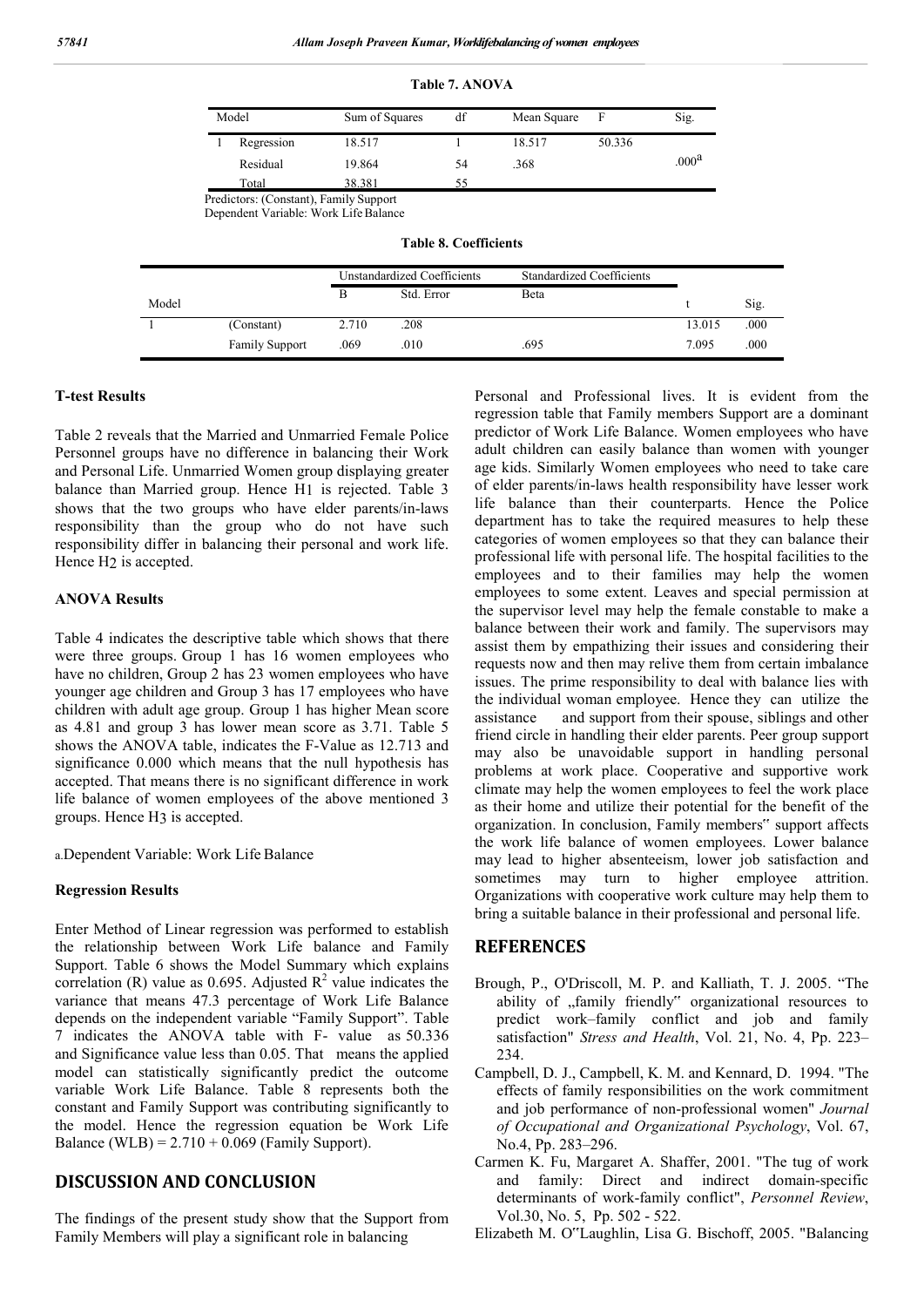**Table 7. ANOVA**

| Model | | Sum of Squares | df | Mean Square | F | Sig. |
|---|---|---|---|---|---|---|
| 1 | Regression | 18.517 | 1 | 18.517 | 50.336 | .000[a] |
| | Residual | 19.864 | 54 | .368 | | |
| | Total | 38.381 | 55 | | | |

Predictors: (Constant), Family Support
Dependent Variable: Work Life Balance

**Table 8. Coefficients**

| Model | | Unstandardized Coefficients | | Standardized Coefficients | | |
|---|---|---|---|---|---|---|
| | | B | Std. Error | Beta | t | Sig. |
| 1 | (Constant) | 2.710 | .208 | | 13.015 | .000 |
| | Family Support | .069 | .010 | .695 | 7.095 | .000 |

### T-test Results

Table 2 reveals that the Married and Unmarried Female Police Personnel groups have no difference in balancing their Work and Personal Life. Unmarried Women group displaying greater balance than Married group. Hence H1 is rejected. Table 3 shows that the two groups who have elder parents/in-laws responsibility than the group who do not have such responsibility differ in balancing their personal and work life. Hence H2 is accepted.

### ANOVA Results

Table 4 indicates the descriptive table which shows that there were three groups. Group 1 has 16 women employees who have no children, Group 2 has 23 women employees who have younger age children and Group 3 has 17 employees who have children with adult age group. Group 1 has higher Mean score as 4.81 and group 3 has lower mean score as 3.71. Table 5 shows the ANOVA table, indicates the F-Value as 12.713 and significance 0.000 which means that the null hypothesis has accepted. That means there is no significant difference in work life balance of women employees of the above mentioned 3 groups. Hence H3 is accepted.

a.Dependent Variable: Work Life Balance

### Regression Results

Enter Method of Linear regression was performed to establish the relationship between Work Life balance and Family Support. Table 6 shows the Model Summary which explains correlation (R) value as 0.695. Adjusted $R^2$ value indicates the variance that means 47.3 percentage of Work Life Balance depends on the independent variable "Family Support". Table 7 indicates the ANOVA table with F- value as 50.336 and Significance value less than 0.05. That means the applied model can statistically significantly predict the outcome variable Work Life Balance. Table 8 represents both the constant and Family Support was contributing significantly to the model. Hence the regression equation be Work Life Balance (WLB) = 2.710 + 0.069 (Family Support).

## DISCUSSION AND CONCLUSION

The findings of the present study show that the Support from Family Members will play a significant role in balancing Personal and Professional lives. It is evident from the regression table that Family members Support are a dominant predictor of Work Life Balance. Women employees who have adult children can easily balance than women with younger age kids. Similarly Women employees who need to take care of elder parents/in-laws health responsibility have lesser work life balance than their counterparts. Hence the Police department has to take the required measures to help these categories of women employees so that they can balance their professional life with personal life. The hospital facilities to the employees and to their families may help the women employees to some extent. Leaves and special permission at the supervisor level may help the female constable to make a balance between their work and family. The supervisors may assist them by empathizing their issues and considering their requests now and then may relive them from certain imbalance issues. The prime responsibility to deal with balance lies with the individual woman employee. Hence they can utilize the assistance and support from their spouse, siblings and other friend circle in handling their elder parents. Peer group support may also be unavoidable support in handling personal problems at work place. Cooperative and supportive work climate may help the women employees to feel the work place as their home and utilize their potential for the benefit of the organization. In conclusion, Family members" support affects the work life balance of women employees. Lower balance may lead to higher absenteeism, lower job satisfaction and sometimes may turn to higher employee attrition. Organizations with cooperative work culture may help them to bring a suitable balance in their professional and personal life.

## REFERENCES

Brough, P., O'Driscoll, M. P. and Kalliath, T. J. 2005. "The ability of „family friendly" organizational resources to predict work–family conflict and job and family satisfaction" *Stress and Health*, Vol. 21, No. 4, Pp. 223–234.

Campbell, D. J., Campbell, K. M. and Kennard, D. 1994. "The effects of family responsibilities on the work commitment and job performance of non-professional women" *Journal of Occupational and Organizational Psychology*, Vol. 67, No.4, Pp. 283–296.

Carmen K. Fu, Margaret A. Shaffer, 2001. "The tug of work and family: Direct and indirect domain-specific determinants of work-family conflict", *Personnel Review*, Vol.30, No. 5, Pp. 502 - 522.

Elizabeth M. O"Laughlin, Lisa G. Bischoff, 2005. "Balancing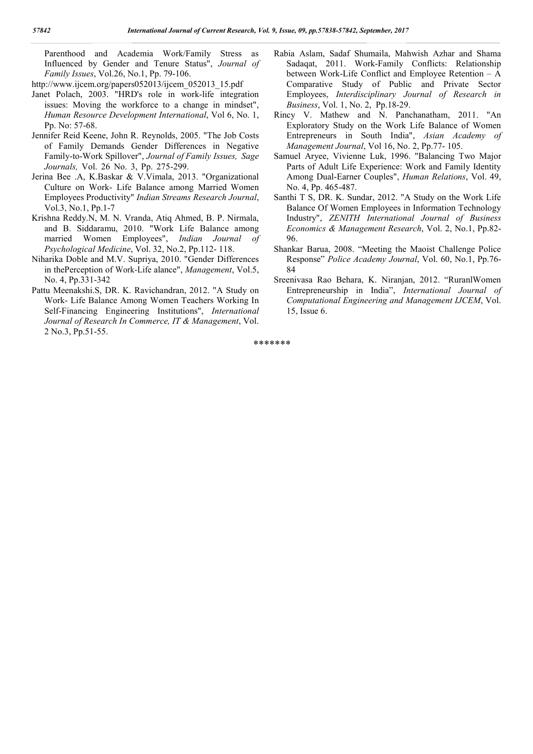Parenthood and Academia Work/Family Stress as Influenced by Gender and Tenure Status", *Journal of Family Issues*, Vol.26, No.1, Pp. 79-106.

http://www.ijcem.org/papers052013/ijcem_052013_15.pdf

Janet Polach, 2003. "HRD's role in work-life integration issues: Moving the workforce to a change in mindset", *Human Resource Development International*, Vol 6, No. 1, Pp. No: 57-68.

Jennifer Reid Keene, John R. Reynolds, 2005. "The Job Costs of Family Demands Gender Differences in Negative Family-to-Work Spillover", *Journal of Family Issues, Sage Journals,* Vol. 26 No. 3, Pp. 275-299.

Jerina Bee .A, K.Baskar & V.Vimala, 2013. "Organizational Culture on Work- Life Balance among Married Women Employees Productivity" *Indian Streams Research Journal*, Vol.3, No.1, Pp.1-7

Krishna Reddy.N, M. N. Vranda, Atiq Ahmed, B. P. Nirmala, and B. Siddaramu, 2010. "Work Life Balance among married Women Employees", *Indian Journal of Psychological Medicine*, Vol. 32, No.2, Pp.112- 118.

Niharika Doble and M.V. Supriya, 2010. "Gender Differences in thePerception of Work-Life alance", *Management*, Vol.5, No. 4, Pp.331-342

Pattu Meenakshi.S, DR. K. Ravichandran, 2012. "A Study on Work- Life Balance Among Women Teachers Working In Self-Financing Engineering Institutions", *International Journal of Research In Commerce, IT & Management*, Vol. 2 No.3, Pp.51-55.

Rabia Aslam, Sadaf Shumaila, Mahwish Azhar and Shama Sadaqat, 2011. Work-Family Conflicts: Relationship between Work-Life Conflict and Employee Retention – A Comparative Study of Public and Private Sector Employees, *Interdisciplinary Journal of Research in Business*, Vol. 1, No. 2, Pp.18-29.

Rincy V. Mathew and N. Panchanatham, 2011. "An Exploratory Study on the Work Life Balance of Women Entrepreneurs in South India", *Asian Academy of Management Journal*, Vol 16, No. 2, Pp.77- 105.

Samuel Aryee, Vivienne Luk, 1996. "Balancing Two Major Parts of Adult Life Experience: Work and Family Identity Among Dual-Earner Couples", *Human Relations*, Vol. 49, No. 4, Pp. 465-487.

Santhi T S, DR. K. Sundar, 2012. "A Study on the Work Life Balance Of Women Employees in Information Technology Industry", *ZENITH International Journal of Business Economics & Management Research*, Vol. 2, No.1, Pp.82-96.

Shankar Barua, 2008. "Meeting the Maoist Challenge Police Response" *Police Academy Journal*, Vol. 60, No.1, Pp.76-84

Sreenivasa Rao Behara, K. Niranjan, 2012. "RuranlWomen Entrepreneurship in India", *International Journal of Computational Engineering and Management IJCEM*, Vol. 15, Issue 6.

*******